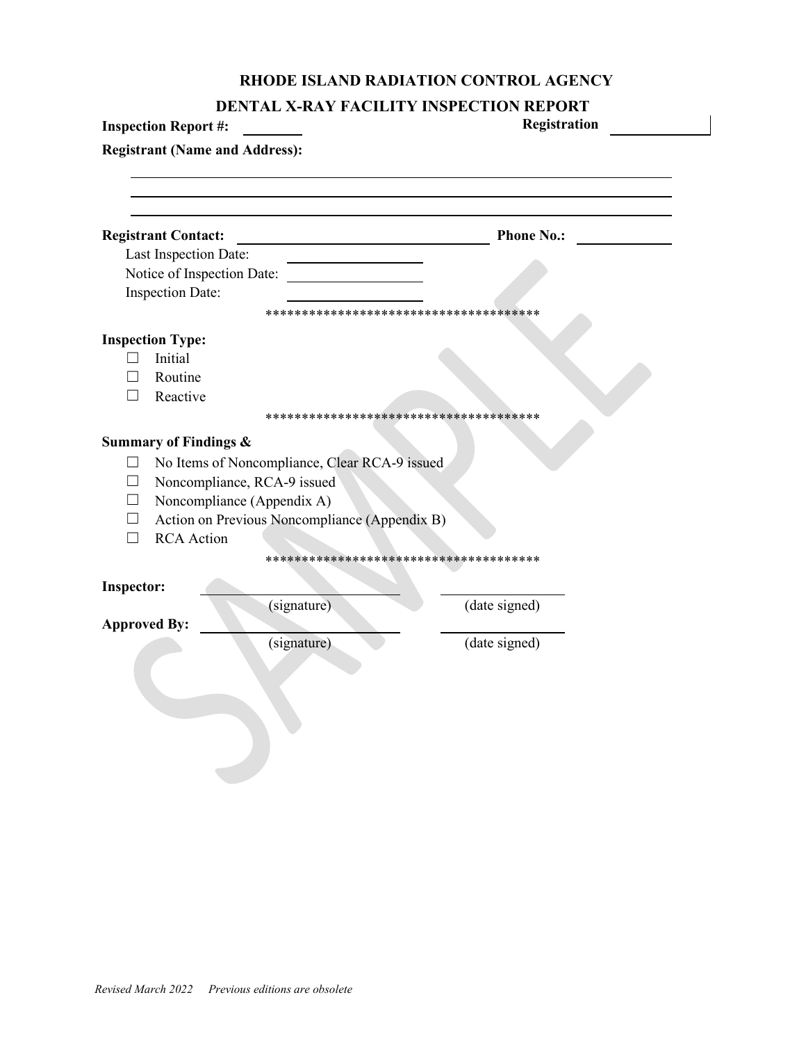# RHODE ISLAND RADIATION CONTROL AGENCY

## DENTAL X-RAY FACILITY INSPECTION REPORT

**Inspection Report #:** ________ **Registration** ____________

**Registrant (Name and Address):**

______________________________________________

______________________________________________

______________________________________________

**Registrant Contact:** ______________________________ **Phone No.:** ____________

Last Inspection Date: ________________

Notice of Inspection Date: ________________

Inspection Date: ________________

**************************************

**Inspection Type:**

- ☐ Initial
- ☐ Routine
- ☐ Reactive

**************************************

**Summary of Findings &**

- ☐ No Items of Noncompliance, Clear RCA-9 issued
- ☐ Noncompliance, RCA-9 issued
- ☐ Noncompliance (Appendix A)
- ☐ Action on Previous Noncompliance (Appendix B)
- ☐ RCA Action

**************************************

**Inspector:** ______________________ ______________

(signature) (date signed)

**Approved By:** ______________________ ______________

(signature) (date signed)

*Revised March 2022 Previous editions are obsolete*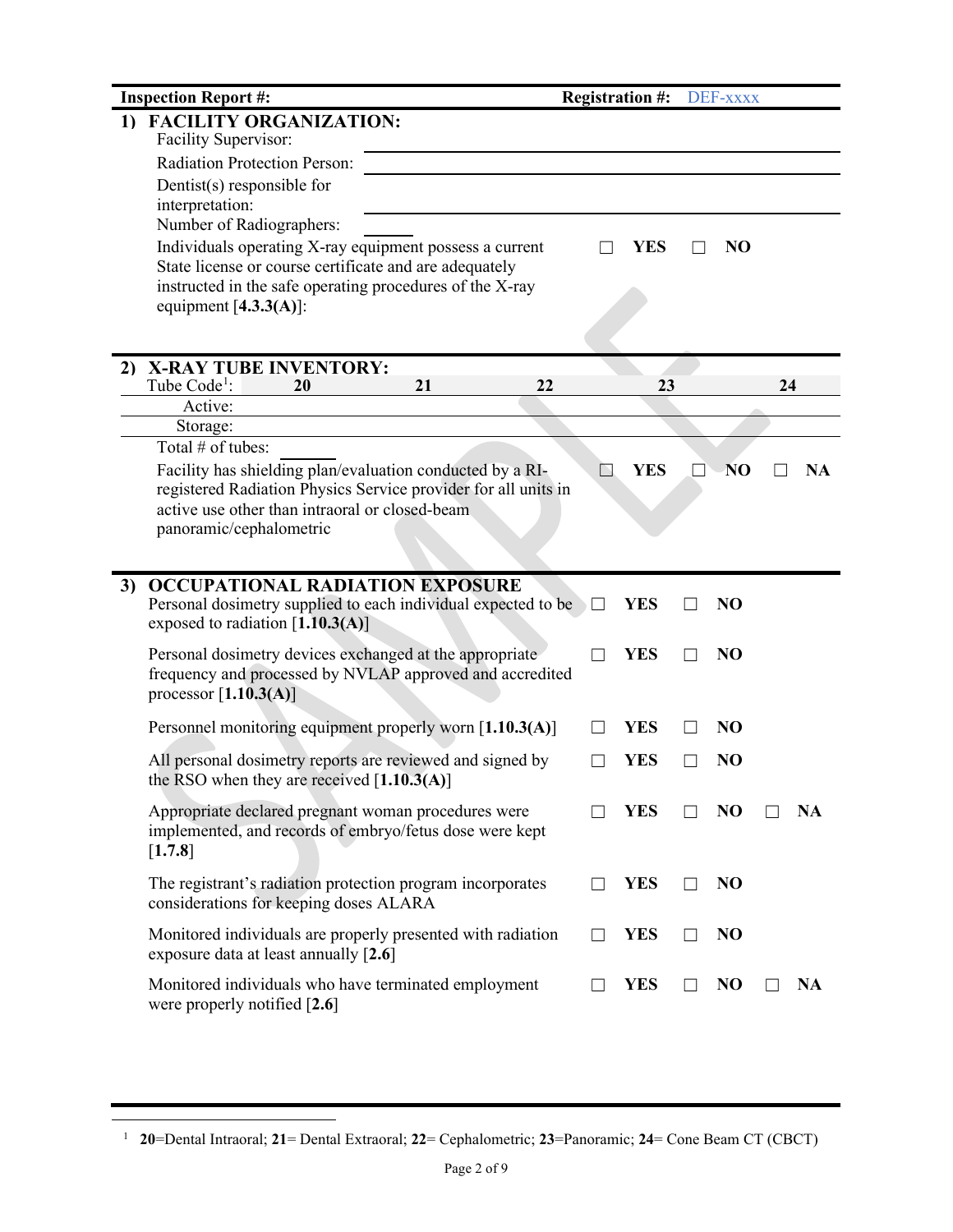**Inspection Report #:** **Registration #:** DEF-xxxx

## 1) FACILITY ORGANIZATION:

Facility Supervisor:

Radiation Protection Person:

Dentist(s) responsible for interpretation:

Number of Radiographers:

| | | |
|---|---|---|
| Individuals operating X-ray equipment possess a current State license or course certificate and are adequately instructed in the safe operating procedures of the X-ray equipment [**4.3.3(A)**]: | ☐ **YES** | ☐ **NO** |

## 2) X-RAY TUBE INVENTORY:

| Tube Code[1]: | 20 | 21 | 22 | 23 | 24 |
|---|---|---|---|---|---|
| Active: | | | | | |
| Storage: | | | | | |

Total # of tubes:

| | | | |
|---|---|---|---|
| Facility has shielding plan/evaluation conducted by a RI-registered Radiation Physics Service provider for all units in active use other than intraoral or closed-beam panoramic/cephalometric | ☐ **YES** | ☐ **NO** | ☐ **NA** |

## 3) OCCUPATIONAL RADIATION EXPOSURE

| | | | |
|---|---|---|---|
| Personal dosimetry supplied to each individual expected to be exposed to radiation [**1.10.3(A)**] | ☐ **YES** | ☐ **NO** | |
| Personal dosimetry devices exchanged at the appropriate frequency and processed by NVLAP approved and accredited processor [**1.10.3(A)**] | ☐ **YES** | ☐ **NO** | |
| Personnel monitoring equipment properly worn [**1.10.3(A)**] | ☐ **YES** | ☐ **NO** | |
| All personal dosimetry reports are reviewed and signed by the RSO when they are received [**1.10.3(A)**] | ☐ **YES** | ☐ **NO** | |
| Appropriate declared pregnant woman procedures were implemented, and records of embryo/fetus dose were kept [**1.7.8**] | ☐ **YES** | ☐ **NO** | ☐ **NA** |
| The registrant's radiation protection program incorporates considerations for keeping doses ALARA | ☐ **YES** | ☐ **NO** | |
| Monitored individuals are properly presented with radiation exposure data at least annually [**2.6**] | ☐ **YES** | ☐ **NO** | |
| Monitored individuals who have terminated employment were properly notified [**2.6**] | ☐ **YES** | ☐ **NO** | ☐ **NA** |

[1] **20**=Dental Intraoral; **21**= Dental Extraoral; **22**= Cephalometric; **23**=Panoramic; **24**= Cone Beam CT (CBCT)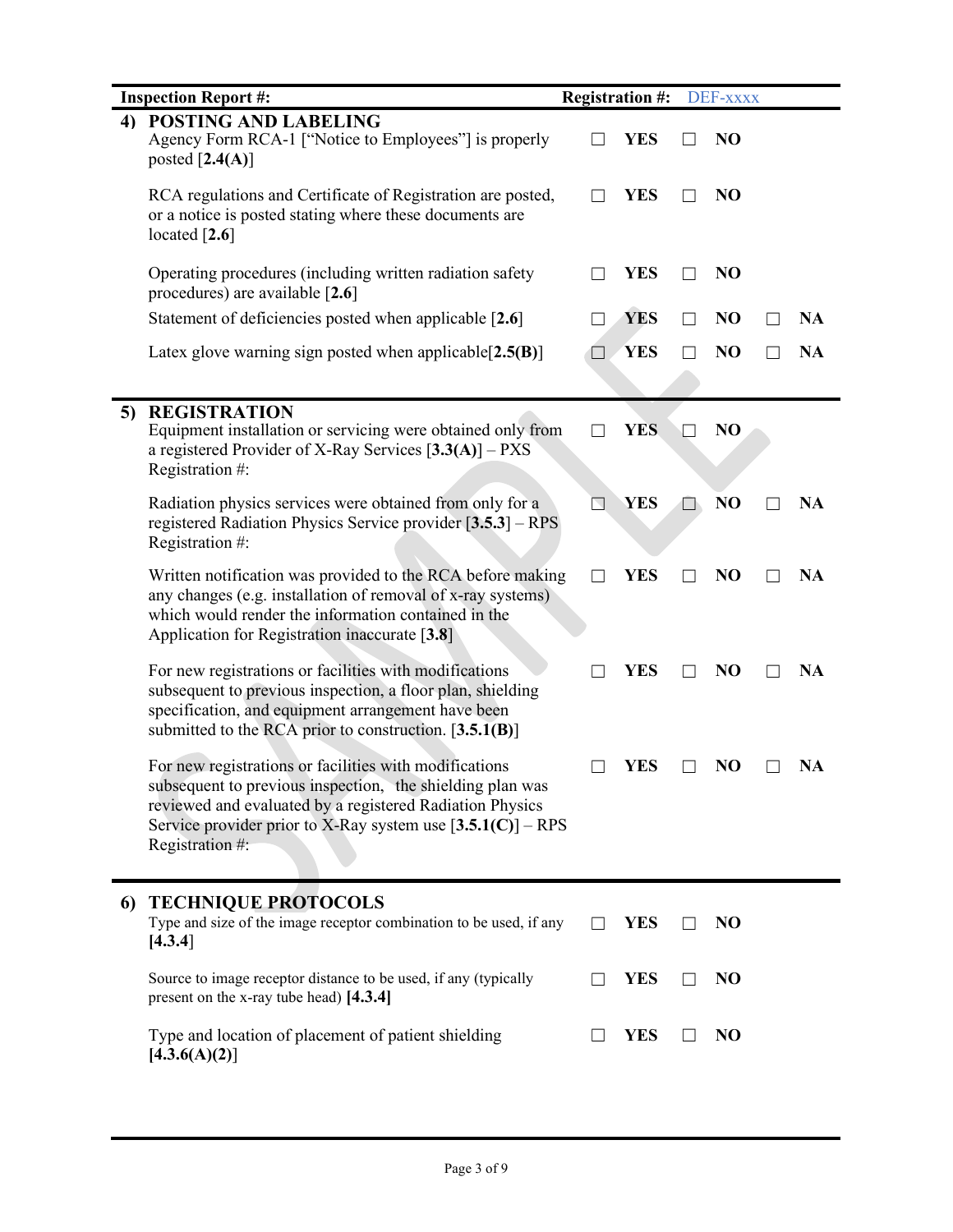| Inspection Report #: | Registration #: DEF-xxxx | | |
|---|---|---|---|

## 4) POSTING AND LABELING

| Item | YES | NO | NA |
|---|---|---|---|
| Agency Form RCA-1 ["Notice to Employees"] is properly posted [**2.4(A)**] | ☐ YES | ☐ NO | |
| RCA regulations and Certificate of Registration are posted, or a notice is posted stating where these documents are located [**2.6**] | ☐ YES | ☐ NO | |
| Operating procedures (including written radiation safety procedures) are available [**2.6**] | ☐ YES | ☐ NO | |
| Statement of deficiencies posted when applicable [**2.6**] | ☐ YES | ☐ NO | ☐ NA |
| Latex glove warning sign posted when applicable[**2.5(B)**] | ☐ YES | ☐ NO | ☐ NA |

## 5) REGISTRATION

| Item | YES | NO | NA |
|---|---|---|---|
| Equipment installation or servicing were obtained only from a registered Provider of X-Ray Services [**3.3(A)**] – PXS Registration #: | ☐ YES | ☐ NO | |
| Radiation physics services were obtained from only for a registered Radiation Physics Service provider [**3.5.3**] – RPS Registration #: | ☐ YES | ☐ NO | ☐ NA |
| Written notification was provided to the RCA before making any changes (e.g. installation of removal of x-ray systems) which would render the information contained in the Application for Registration inaccurate [**3.8**] | ☐ YES | ☐ NO | ☐ NA |
| For new registrations or facilities with modifications subsequent to previous inspection, a floor plan, shielding specification, and equipment arrangement have been submitted to the RCA prior to construction. [**3.5.1(B)**] | ☐ YES | ☐ NO | ☐ NA |
| For new registrations or facilities with modifications subsequent to previous inspection, the shielding plan was reviewed and evaluated by a registered Radiation Physics Service provider prior to X-Ray system use [**3.5.1(C)**] – RPS Registration #: | ☐ YES | ☐ NO | ☐ NA |

## 6) TECHNIQUE PROTOCOLS

| Item | YES | NO |
|---|---|---|
| Type and size of the image receptor combination to be used, if any [**4.3.4**] | ☐ YES | ☐ NO |
| Source to image receptor distance to be used, if any (typically present on the x-ray tube head) **[4.3.4]** | ☐ YES | ☐ NO |
| Type and location of placement of patient shielding [**4.3.6(A)(2)**] | ☐ YES | ☐ NO |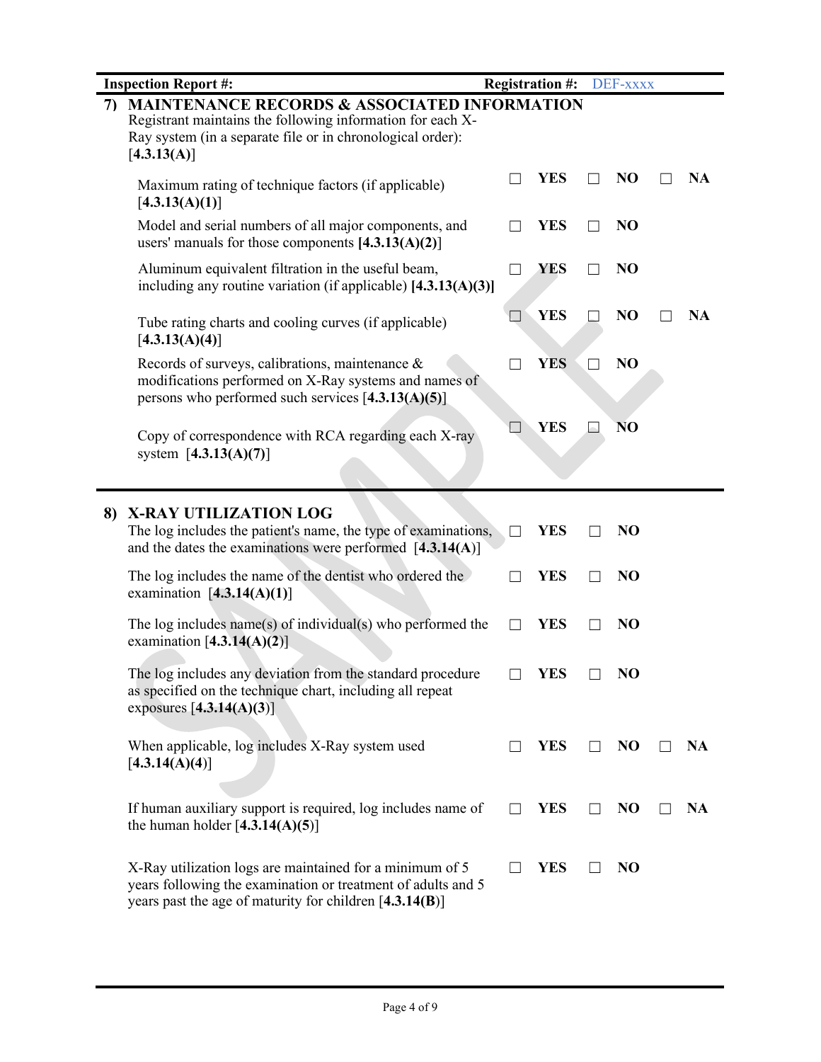| Inspection Report #: | Registration #: DEF-xxxx |
|---|---|

## 7) MAINTENANCE RECORDS & ASSOCIATED INFORMATION

Registrant maintains the following information for each X-Ray system (in a separate file or in chronological order): [**4.3.13(A)**]

| Item | | | |
|---|---|---|---|
| Maximum rating of technique factors (if applicable) [**4.3.13(A)(1)**] | ☐ **YES** | ☐ **NO** | ☐ **NA** |
| Model and serial numbers of all major components, and users' manuals for those components **[4.3.13(A)(2)**] | ☐ **YES** | ☐ **NO** | |
| Aluminum equivalent filtration in the useful beam, including any routine variation (if applicable) **[4.3.13(A)(3)]** | ☐ **YES** | ☐ **NO** | |
| Tube rating charts and cooling curves (if applicable) [**4.3.13(A)(4)**] | ☐ **YES** | ☐ **NO** | ☐ **NA** |
| Records of surveys, calibrations, maintenance & modifications performed on X-Ray systems and names of persons who performed such services [**4.3.13(A)(5)**] | ☐ **YES** | ☐ **NO** | |
| Copy of correspondence with RCA regarding each X-ray system [**4.3.13(A)(7)**] | ☐ **YES** | ☐ **NO** | |

## 8) X-RAY UTILIZATION LOG

| Item | | | |
|---|---|---|---|
| The log includes the patient's name, the type of examinations, and the dates the examinations were performed [**4.3.14(A)**] | ☐ **YES** | ☐ **NO** | |
| The log includes the name of the dentist who ordered the examination [**4.3.14(A)(1)**] | ☐ **YES** | ☐ **NO** | |
| The log includes name(s) of individual(s) who performed the examination [**4.3.14(A)(2)**] | ☐ **YES** | ☐ **NO** | |
| The log includes any deviation from the standard procedure as specified on the technique chart, including all repeat exposures [**4.3.14(A)(3)**] | ☐ **YES** | ☐ **NO** | |
| When applicable, log includes X-Ray system used [**4.3.14(A)(4)**] | ☐ **YES** | ☐ **NO** | ☐ **NA** |
| If human auxiliary support is required, log includes name of the human holder [**4.3.14(A)(5)**] | ☐ **YES** | ☐ **NO** | ☐ **NA** |
| X-Ray utilization logs are maintained for a minimum of 5 years following the examination or treatment of adults and 5 years past the age of maturity for children [**4.3.14(B)**] | ☐ **YES** | ☐ **NO** | |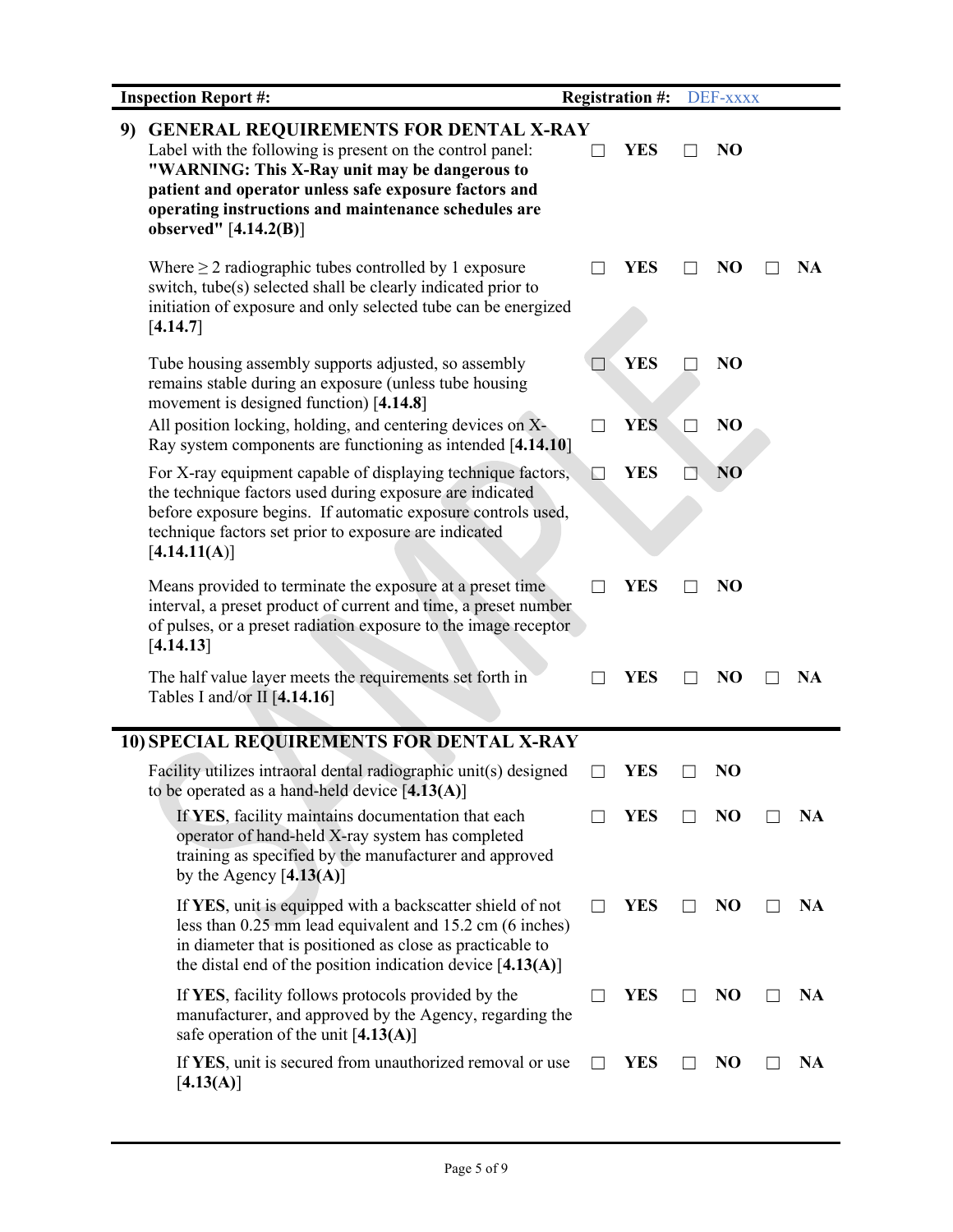| Inspection Report #: | Registration #: DEF-xxxx |
|---|---|

## 9) GENERAL REQUIREMENTS FOR DENTAL X-RAY

| Requirement | | | |
|---|---|---|---|
| Label with the following is present on the control panel: **"WARNING: This X-Ray unit may be dangerous to patient and operator unless safe exposure factors and operating instructions and maintenance schedules are observed"** [**4.14.2(B)**] | ☐ **YES** | ☐ **NO** | |
| Where ≥ 2 radiographic tubes controlled by 1 exposure switch, tube(s) selected shall be clearly indicated prior to initiation of exposure and only selected tube can be energized [**4.14.7**] | ☐ **YES** | ☐ **NO** | ☐ **NA** |
| Tube housing assembly supports adjusted, so assembly remains stable during an exposure (unless tube housing movement is designed function) [**4.14.8**] | ☐ **YES** | ☐ **NO** | |
| All position locking, holding, and centering devices on X-Ray system components are functioning as intended [**4.14.10**] | ☐ **YES** | ☐ **NO** | |
| For X-ray equipment capable of displaying technique factors, the technique factors used during exposure are indicated before exposure begins. If automatic exposure controls used, technique factors set prior to exposure are indicated [**4.14.11(A)**] | ☐ **YES** | ☐ **NO** | |
| Means provided to terminate the exposure at a preset time interval, a preset product of current and time, a preset number of pulses, or a preset radiation exposure to the image receptor [**4.14.13**] | ☐ **YES** | ☐ **NO** | |
| The half value layer meets the requirements set forth in Tables I and/or II [**4.14.16**] | ☐ **YES** | ☐ **NO** | ☐ **NA** |

## 10) SPECIAL REQUIREMENTS FOR DENTAL X-RAY

| Requirement | | | |
|---|---|---|---|
| Facility utilizes intraoral dental radiographic unit(s) designed to be operated as a hand-held device [**4.13(A)**] | ☐ **YES** | ☐ **NO** | |
| If **YES**, facility maintains documentation that each operator of hand-held X-ray system has completed training as specified by the manufacturer and approved by the Agency [**4.13(A)**] | ☐ **YES** | ☐ **NO** | ☐ **NA** |
| If **YES**, unit is equipped with a backscatter shield of not less than 0.25 mm lead equivalent and 15.2 cm (6 inches) in diameter that is positioned as close as practicable to the distal end of the position indication device [**4.13(A)**] | ☐ **YES** | ☐ **NO** | ☐ **NA** |
| If **YES**, facility follows protocols provided by the manufacturer, and approved by the Agency, regarding the safe operation of the unit [**4.13(A)**] | ☐ **YES** | ☐ **NO** | ☐ **NA** |
| If **YES**, unit is secured from unauthorized removal or use [**4.13(A)**] | ☐ **YES** | ☐ **NO** | ☐ **NA** |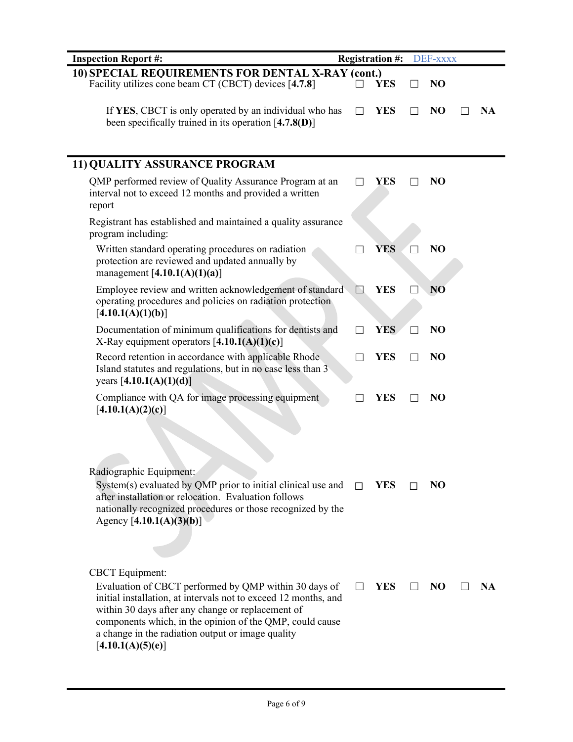| **Inspection Report #:** | **Registration #:** DEF-xxxx |
|---|---|

## 10) SPECIAL REQUIREMENTS FOR DENTAL X-RAY (cont.)

Facility utilizes cone beam CT (CBCT) devices [**4.7.8**] ☐ **YES** ☐ **NO**

If **YES**, CBCT is only operated by an individual who has been specifically trained in its operation [**4.7.8(D)**] ☐ **YES** ☐ **NO** ☐ **NA**

## 11) QUALITY ASSURANCE PROGRAM

QMP performed review of Quality Assurance Program at an interval not to exceed 12 months and provided a written report ☐ **YES** ☐ **NO**

Registrant has established and maintained a quality assurance program including:

- Written standard operating procedures on radiation protection are reviewed and updated annually by management [**4.10.1(A)(1)(a)**] ☐ **YES** ☐ **NO**
- Employee review and written acknowledgement of standard operating procedures and policies on radiation protection [**4.10.1(A)(1)(b)**] ☐ **YES** ☐ **NO**
- Documentation of minimum qualifications for dentists and X-Ray equipment operators [**4.10.1(A)(1)(c)**] ☐ **YES** ☐ **NO**
- Record retention in accordance with applicable Rhode Island statutes and regulations, but in no case less than 3 years [**4.10.1(A)(1)(d)**] ☐ **YES** ☐ **NO**
- Compliance with QA for image processing equipment [**4.10.1(A)(2)(c)**] ☐ **YES** ☐ **NO**

Radiographic Equipment:

- System(s) evaluated by QMP prior to initial clinical use and after installation or relocation. Evaluation follows nationally recognized procedures or those recognized by the Agency [**4.10.1(A)(3)(b)**] ☐ **YES** ☐ **NO**

CBCT Equipment:

- Evaluation of CBCT performed by QMP within 30 days of initial installation, at intervals not to exceed 12 months, and within 30 days after any change or replacement of components which, in the opinion of the QMP, could cause a change in the radiation output or image quality [**4.10.1(A)(5)(e)**] ☐ **YES** ☐ **NO** ☐ **NA**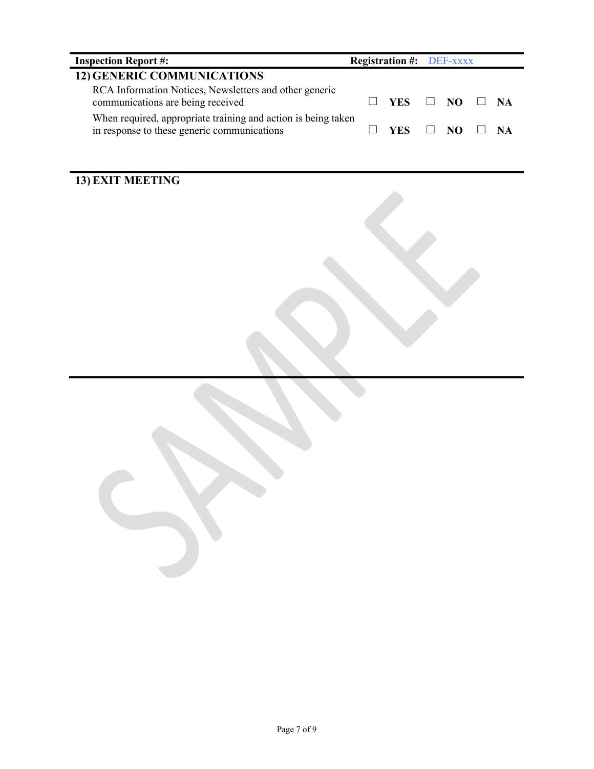| **Inspection Report #:** | **Registration #:** DEF-xxxx |
| --- | --- |

## 12) GENERIC COMMUNICATIONS

| | | | |
| --- | --- | --- | --- |
| RCA Information Notices, Newsletters and other generic communications are being received | ☐ **YES** | ☐ **NO** | ☐ **NA** |
| When required, appropriate training and action is being taken in response to these generic communications | ☐ **YES** | ☐ **NO** | ☐ **NA** |

## 13) EXIT MEETING

SAMPLE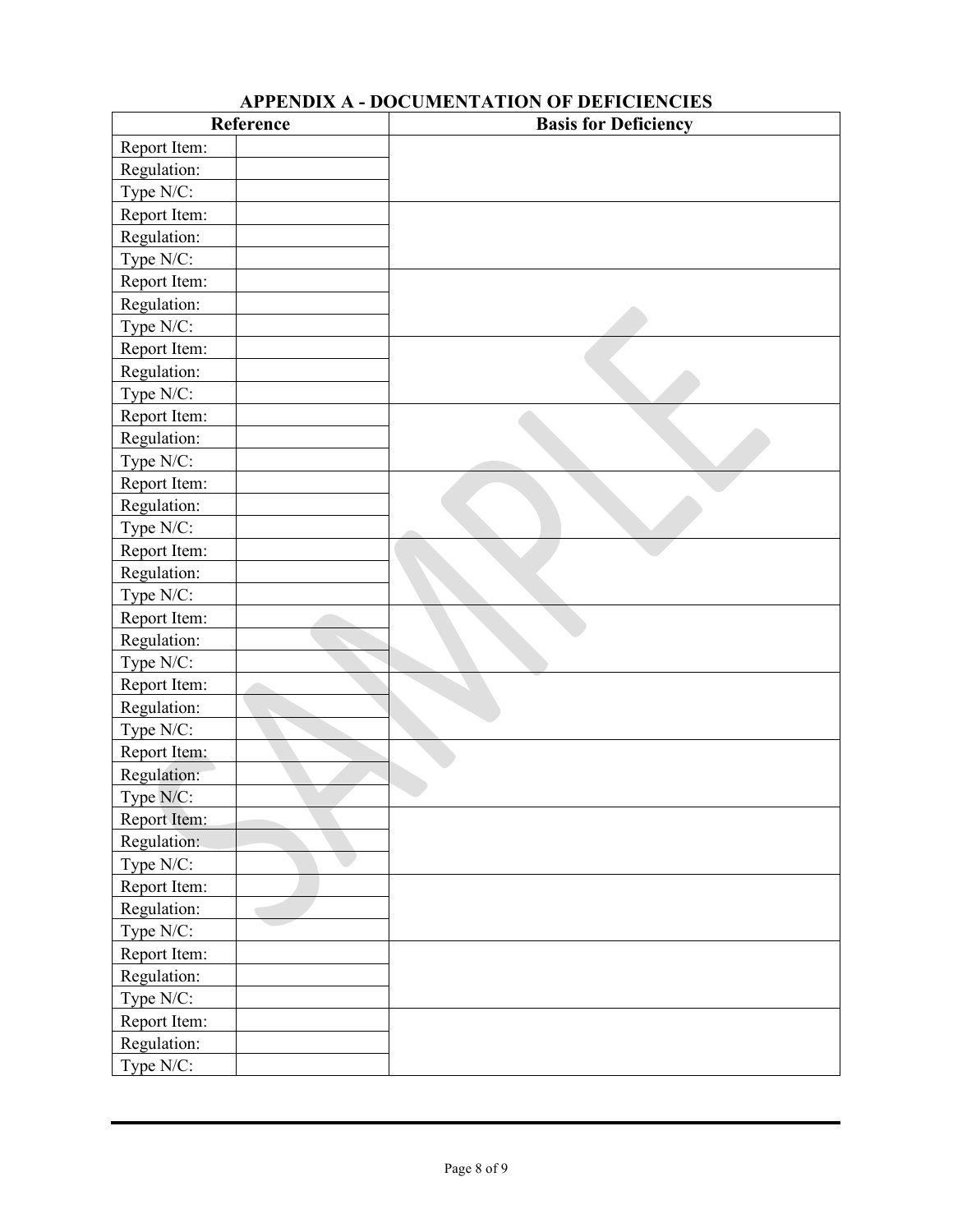## APPENDIX A - DOCUMENTATION OF DEFICIENCIES

| Reference | | Basis for Deficiency |
|---|---|---|
| Report Item: | | |
| Regulation: | | |
| Type N/C: | | |
| Report Item: | | |
| Regulation: | | |
| Type N/C: | | |
| Report Item: | | |
| Regulation: | | |
| Type N/C: | | |
| Report Item: | | |
| Regulation: | | |
| Type N/C: | | |
| Report Item: | | |
| Regulation: | | |
| Type N/C: | | |
| Report Item: | | |
| Regulation: | | |
| Type N/C: | | |
| Report Item: | | |
| Regulation: | | |
| Type N/C: | | |
| Report Item: | | |
| Regulation: | | |
| Type N/C: | | |
| Report Item: | | |
| Regulation: | | |
| Type N/C: | | |
| Report Item: | | |
| Regulation: | | |
| Type N/C: | | |
| Report Item: | | |
| Regulation: | | |
| Type N/C: | | |
| Report Item: | | |
| Regulation: | | |
| Type N/C: | | |
| Report Item: | | |
| Regulation: | | |
| Type N/C: | | |
| Report Item: | | |
| Regulation: | | |
| Type N/C: | | |

SAMPLE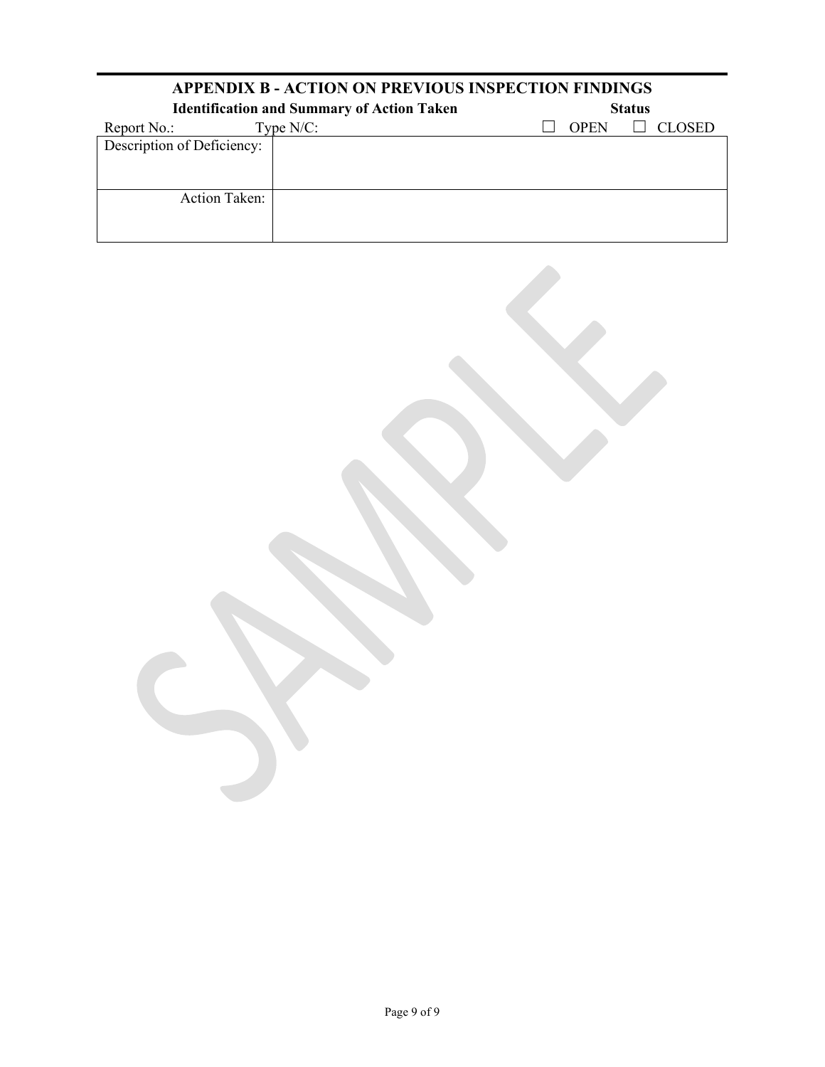## APPENDIX B - ACTION ON PREVIOUS INSPECTION FINDINGS

**Identification and Summary of Action Taken** **Status**

Report No.: Type N/C: ☐ OPEN ☐ CLOSED

| | |
|---|---|
| Description of Deficiency: | |
| Action Taken: | |

SAMPLE